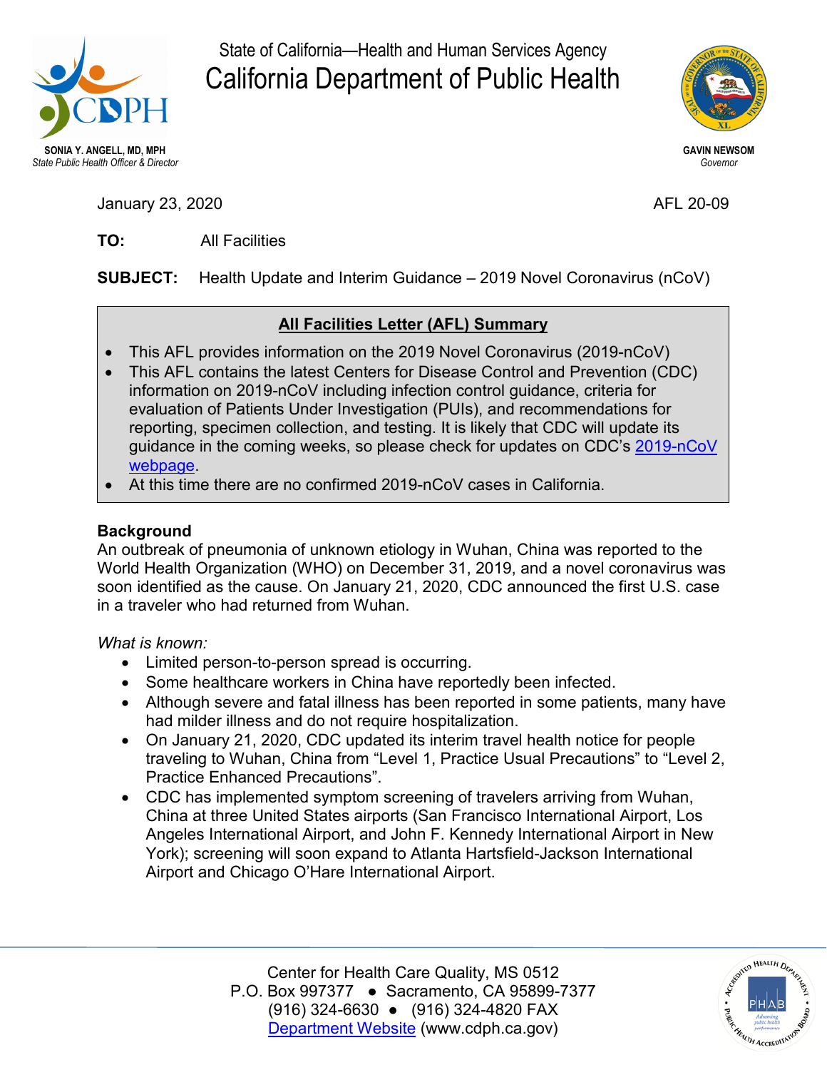State of California—Health and Human Services Agency

# California Department of Public Health

**SONIA Y. ANGELL, MD, MPH**
*State Public Health Officer & Director*

**GAVIN NEWSOM**
*Governor*

January 23, 2020 AFL 20-09

**TO:** All Facilities

**SUBJECT:** Health Update and Interim Guidance – 2019 Novel Coronavirus (nCoV)

**All Facilities Letter (AFL) Summary**

- This AFL provides information on the 2019 Novel Coronavirus (2019-nCoV)
- This AFL contains the latest Centers for Disease Control and Prevention (CDC) information on 2019-nCoV including infection control guidance, criteria for evaluation of Patients Under Investigation (PUIs), and recommendations for reporting, specimen collection, and testing. It is likely that CDC will update its guidance in the coming weeks, so please check for updates on CDC's 2019-nCoV webpage.
- At this time there are no confirmed 2019-nCoV cases in California.

## Background

An outbreak of pneumonia of unknown etiology in Wuhan, China was reported to the World Health Organization (WHO) on December 31, 2019, and a novel coronavirus was soon identified as the cause. On January 21, 2020, CDC announced the first U.S. case in a traveler who had returned from Wuhan.

*What is known:*

- Limited person-to-person spread is occurring.
- Some healthcare workers in China have reportedly been infected.
- Although severe and fatal illness has been reported in some patients, many have had milder illness and do not require hospitalization.
- On January 21, 2020, CDC updated its interim travel health notice for people traveling to Wuhan, China from "Level 1, Practice Usual Precautions" to "Level 2, Practice Enhanced Precautions".
- CDC has implemented symptom screening of travelers arriving from Wuhan, China at three United States airports (San Francisco International Airport, Los Angeles International Airport, and John F. Kennedy International Airport in New York); screening will soon expand to Atlanta Hartsfield-Jackson International Airport and Chicago O'Hare International Airport.

Center for Health Care Quality, MS 0512
P.O. Box 997377 ● Sacramento, CA 95899-7377
(916) 324-6630 ● (916) 324-4820 FAX
Department Website (www.cdph.ca.gov)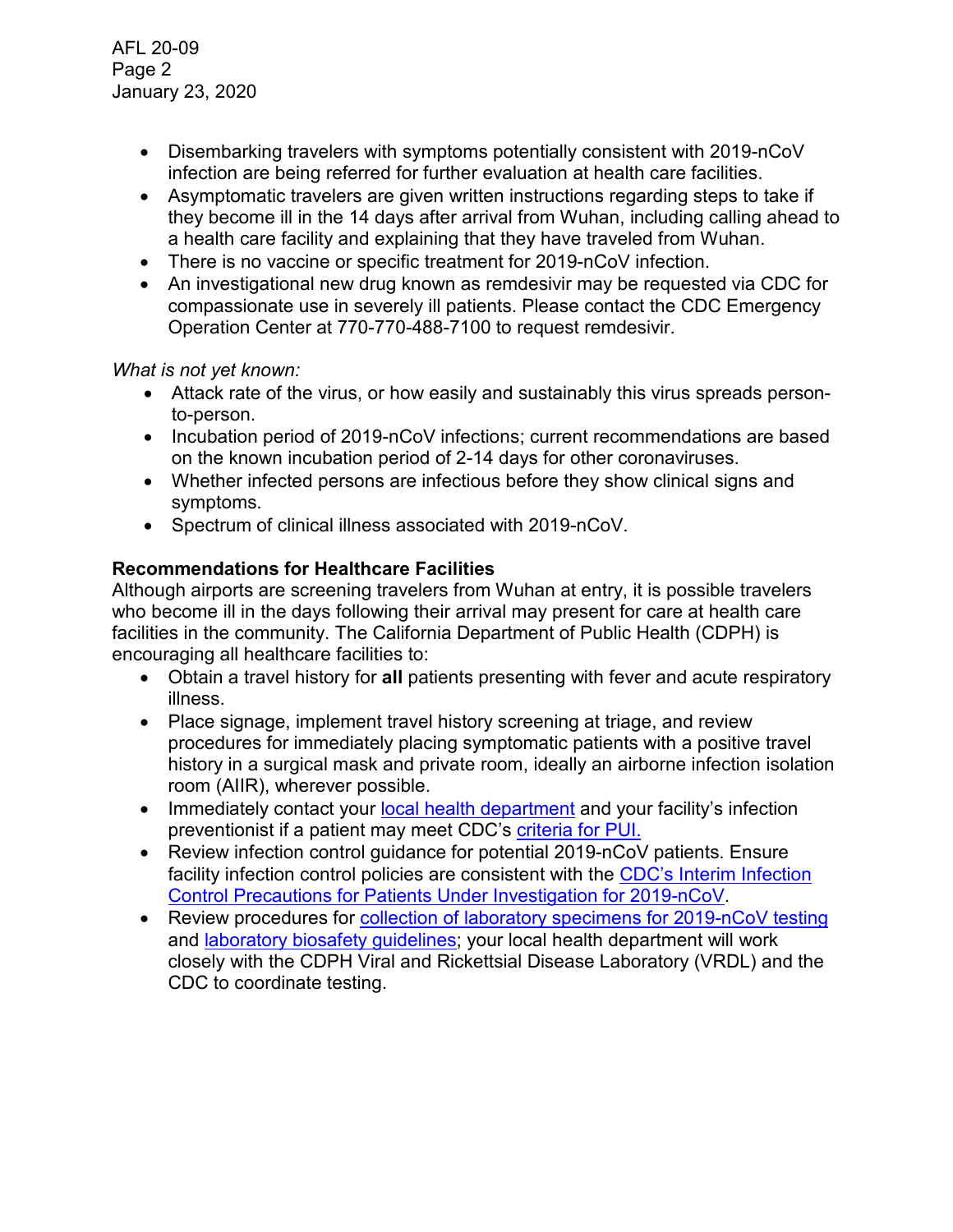- Disembarking travelers with symptoms potentially consistent with 2019-nCoV infection are being referred for further evaluation at health care facilities.
- Asymptomatic travelers are given written instructions regarding steps to take if they become ill in the 14 days after arrival from Wuhan, including calling ahead to a health care facility and explaining that they have traveled from Wuhan.
- There is no vaccine or specific treatment for 2019-nCoV infection.
- An investigational new drug known as remdesivir may be requested via CDC for compassionate use in severely ill patients. Please contact the CDC Emergency Operation Center at 770-770-488-7100 to request remdesivir.

*What is not yet known:*

- Attack rate of the virus, or how easily and sustainably this virus spreads person-to-person.
- Incubation period of 2019-nCoV infections; current recommendations are based on the known incubation period of 2-14 days for other coronaviruses.
- Whether infected persons are infectious before they show clinical signs and symptoms.
- Spectrum of clinical illness associated with 2019-nCoV.

**Recommendations for Healthcare Facilities**

Although airports are screening travelers from Wuhan at entry, it is possible travelers who become ill in the days following their arrival may present for care at health care facilities in the community. The California Department of Public Health (CDPH) is encouraging all healthcare facilities to:

- Obtain a travel history for **all** patients presenting with fever and acute respiratory illness.
- Place signage, implement travel history screening at triage, and review procedures for immediately placing symptomatic patients with a positive travel history in a surgical mask and private room, ideally an airborne infection isolation room (AIIR), wherever possible.
- Immediately contact your local health department and your facility's infection preventionist if a patient may meet CDC's criteria for PUI.
- Review infection control guidance for potential 2019-nCoV patients. Ensure facility infection control policies are consistent with the CDC's Interim Infection Control Precautions for Patients Under Investigation for 2019-nCoV.
- Review procedures for collection of laboratory specimens for 2019-nCoV testing and laboratory biosafety guidelines; your local health department will work closely with the CDPH Viral and Rickettsial Disease Laboratory (VRDL) and the CDC to coordinate testing.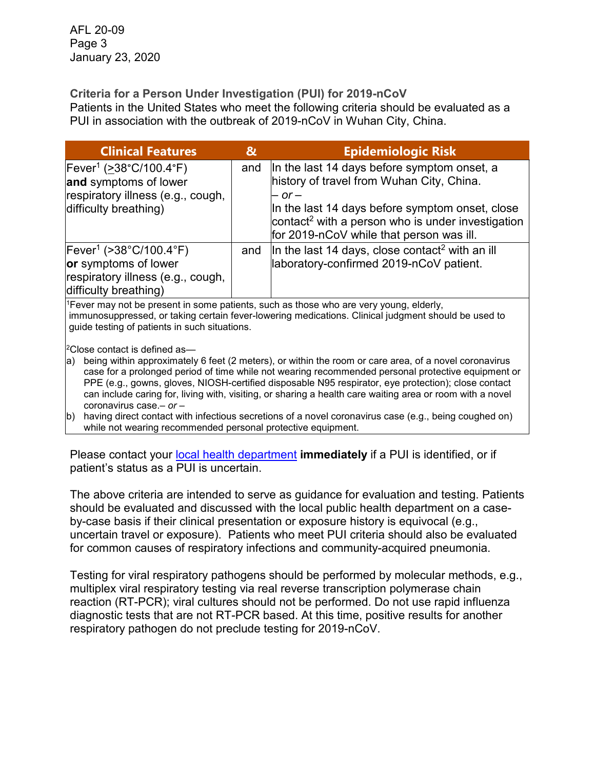**Criteria for a Person Under Investigation (PUI) for 2019-nCoV**

Patients in the United States who meet the following criteria should be evaluated as a PUI in association with the outbreak of 2019-nCoV in Wuhan City, China.

| Clinical Features | & | Epidemiologic Risk |
|---|---|---|
| Fever[1] (≥38°C/100.4°F) **and** symptoms of lower respiratory illness (e.g., cough, difficulty breathing) | and | In the last 14 days before symptom onset, a history of travel from Wuhan City, China. – *or* – In the last 14 days before symptom onset, close contact[2] with a person who is under investigation for 2019-nCoV while that person was ill. |
| Fever[1] (>38°C/100.4°F) **or** symptoms of lower respiratory illness (e.g., cough, difficulty breathing) | and | In the last 14 days, close contact[2] with an ill laboratory-confirmed 2019-nCoV patient. |

[1]Fever may not be present in some patients, such as those who are very young, elderly, immunosuppressed, or taking certain fever-lowering medications. Clinical judgment should be used to guide testing of patients in such situations.

[2]Close contact is defined as—

a) being within approximately 6 feet (2 meters), or within the room or care area, of a novel coronavirus case for a prolonged period of time while not wearing recommended personal protective equipment or PPE (e.g., gowns, gloves, NIOSH-certified disposable N95 respirator, eye protection); close contact can include caring for, living with, visiting, or sharing a health care waiting area or room with a novel coronavirus case.– *or* –

b) having direct contact with infectious secretions of a novel coronavirus case (e.g., being coughed on) while not wearing recommended personal protective equipment.

Please contact your local health department **immediately** if a PUI is identified, or if patient's status as a PUI is uncertain.

The above criteria are intended to serve as guidance for evaluation and testing. Patients should be evaluated and discussed with the local public health department on a case-by-case basis if their clinical presentation or exposure history is equivocal (e.g., uncertain travel or exposure). Patients who meet PUI criteria should also be evaluated for common causes of respiratory infections and community-acquired pneumonia.

Testing for viral respiratory pathogens should be performed by molecular methods, e.g., multiplex viral respiratory testing via real reverse transcription polymerase chain reaction (RT-PCR); viral cultures should not be performed. Do not use rapid influenza diagnostic tests that are not RT-PCR based. At this time, positive results for another respiratory pathogen do not preclude testing for 2019-nCoV.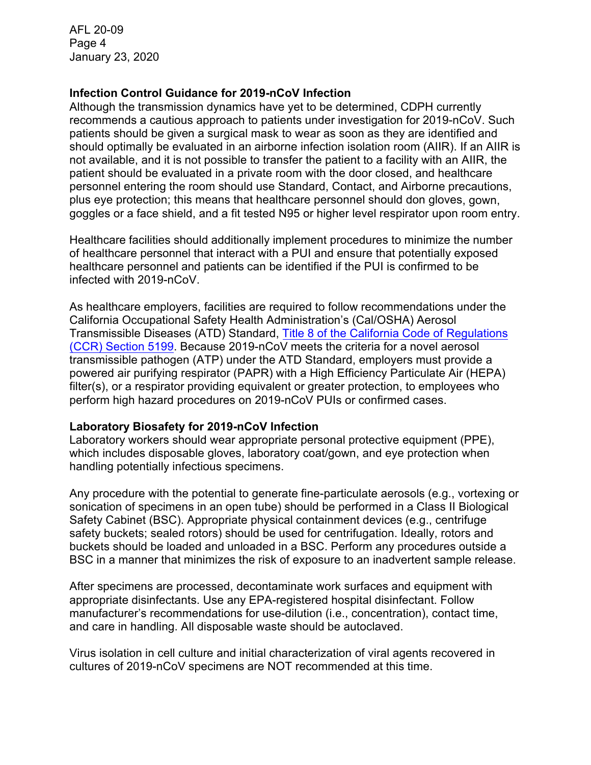### Infection Control Guidance for 2019-nCoV Infection

Although the transmission dynamics have yet to be determined, CDPH currently recommends a cautious approach to patients under investigation for 2019-nCoV. Such patients should be given a surgical mask to wear as soon as they are identified and should optimally be evaluated in an airborne infection isolation room (AIIR). If an AIIR is not available, and it is not possible to transfer the patient to a facility with an AIIR, the patient should be evaluated in a private room with the door closed, and healthcare personnel entering the room should use Standard, Contact, and Airborne precautions, plus eye protection; this means that healthcare personnel should don gloves, gown, goggles or a face shield, and a fit tested N95 or higher level respirator upon room entry.

Healthcare facilities should additionally implement procedures to minimize the number of healthcare personnel that interact with a PUI and ensure that potentially exposed healthcare personnel and patients can be identified if the PUI is confirmed to be infected with 2019-nCoV.

As healthcare employers, facilities are required to follow recommendations under the California Occupational Safety Health Administration's (Cal/OSHA) Aerosol Transmissible Diseases (ATD) Standard, Title 8 of the California Code of Regulations (CCR) Section 5199. Because 2019-nCoV meets the criteria for a novel aerosol transmissible pathogen (ATP) under the ATD Standard, employers must provide a powered air purifying respirator (PAPR) with a High Efficiency Particulate Air (HEPA) filter(s), or a respirator providing equivalent or greater protection, to employees who perform high hazard procedures on 2019-nCoV PUIs or confirmed cases.

### Laboratory Biosafety for 2019-nCoV Infection

Laboratory workers should wear appropriate personal protective equipment (PPE), which includes disposable gloves, laboratory coat/gown, and eye protection when handling potentially infectious specimens.

Any procedure with the potential to generate fine-particulate aerosols (e.g., vortexing or sonication of specimens in an open tube) should be performed in a Class II Biological Safety Cabinet (BSC). Appropriate physical containment devices (e.g., centrifuge safety buckets; sealed rotors) should be used for centrifugation. Ideally, rotors and buckets should be loaded and unloaded in a BSC. Perform any procedures outside a BSC in a manner that minimizes the risk of exposure to an inadvertent sample release.

After specimens are processed, decontaminate work surfaces and equipment with appropriate disinfectants. Use any EPA-registered hospital disinfectant. Follow manufacturer's recommendations for use-dilution (i.e., concentration), contact time, and care in handling. All disposable waste should be autoclaved.

Virus isolation in cell culture and initial characterization of viral agents recovered in cultures of 2019-nCoV specimens are NOT recommended at this time.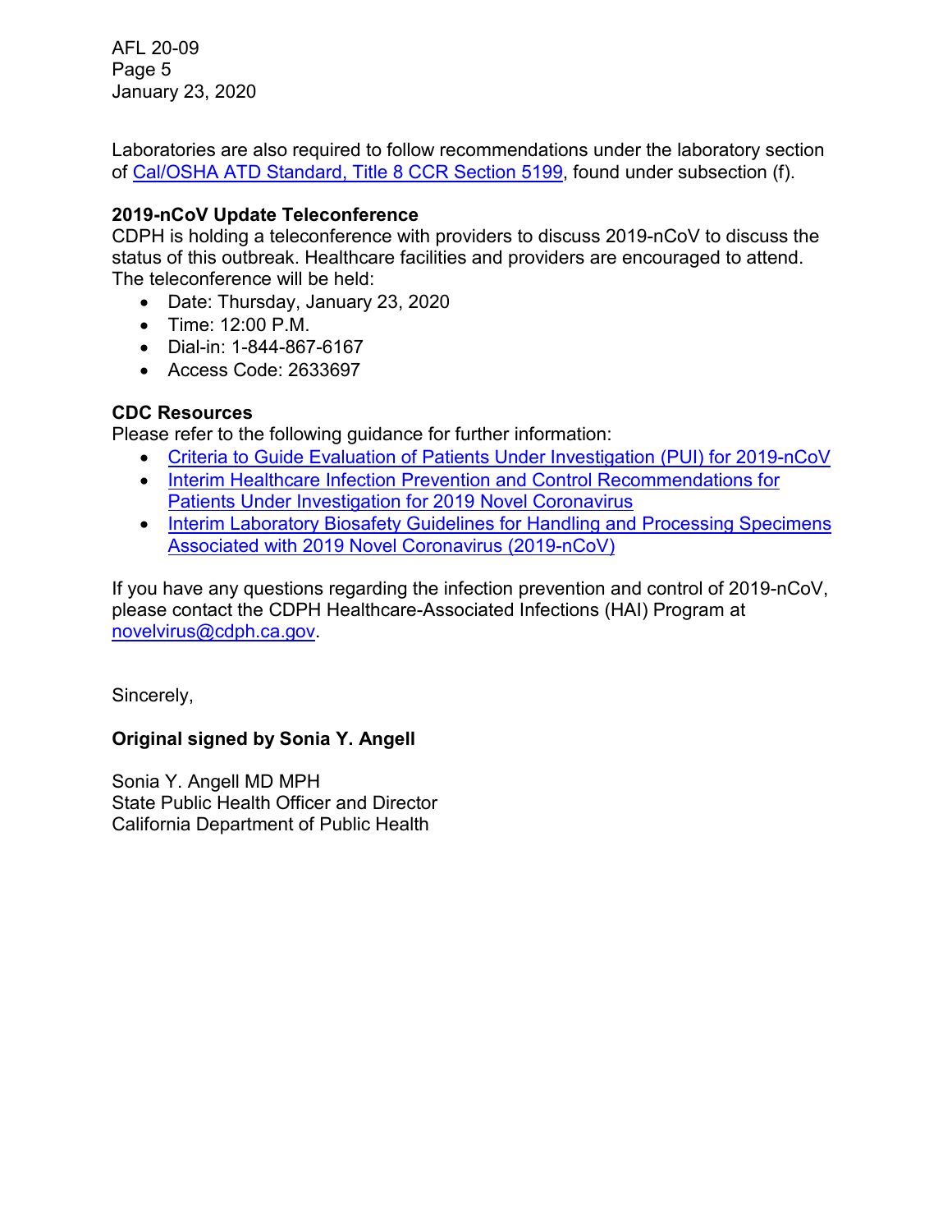Laboratories are also required to follow recommendations under the laboratory section of Cal/OSHA ATD Standard, Title 8 CCR Section 5199, found under subsection (f).

**2019-nCoV Update Teleconference**

CDPH is holding a teleconference with providers to discuss 2019-nCoV to discuss the status of this outbreak. Healthcare facilities and providers are encouraged to attend. The teleconference will be held:

- Date: Thursday, January 23, 2020
- Time: 12:00 P.M.
- Dial-in: 1-844-867-6167
- Access Code: 2633697

**CDC Resources**

Please refer to the following guidance for further information:

- Criteria to Guide Evaluation of Patients Under Investigation (PUI) for 2019-nCoV
- Interim Healthcare Infection Prevention and Control Recommendations for Patients Under Investigation for 2019 Novel Coronavirus
- Interim Laboratory Biosafety Guidelines for Handling and Processing Specimens Associated with 2019 Novel Coronavirus (2019-nCoV)

If you have any questions regarding the infection prevention and control of 2019-nCoV, please contact the CDPH Healthcare-Associated Infections (HAI) Program at novelvirus@cdph.ca.gov.

Sincerely,

**Original signed by Sonia Y. Angell**

Sonia Y. Angell MD MPH
State Public Health Officer and Director
California Department of Public Health